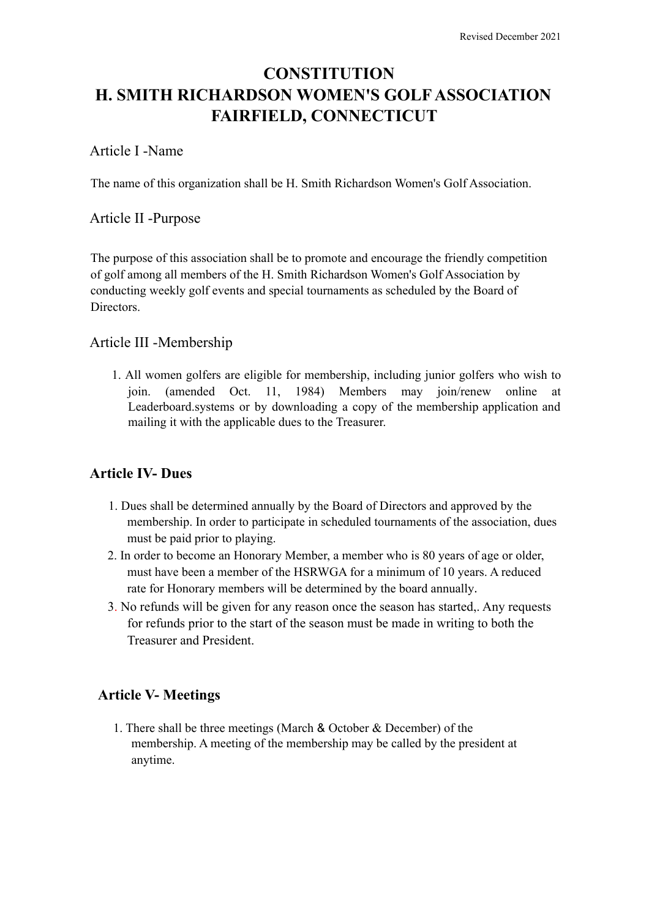Revised December 2021

# CONSTITUTION
# H. SMITH RICHARDSON WOMEN'S GOLF ASSOCIATION
# FAIRFIELD, CONNECTICUT

## Article I -Name

The name of this organization shall be H. Smith Richardson Women's Golf Association.

## Article II -Purpose

The purpose of this association shall be to promote and encourage the friendly competition of golf among all members of the H. Smith Richardson Women's Golf Association by conducting weekly golf events and special tournaments as scheduled by the Board of Directors.

## Article III -Membership

1. All women golfers are eligible for membership, including junior golfers who wish to join. (amended Oct. 11, 1984) Members may join/renew online at Leaderboard.systems or by downloading a copy of the membership application and mailing it with the applicable dues to the Treasurer.

## **Article IV- Dues**

1. Dues shall be determined annually by the Board of Directors and approved by the membership. In order to participate in scheduled tournaments of the association, dues must be paid prior to playing.
2. In order to become an Honorary Member, a member who is 80 years of age or older, must have been a member of the HSRWGA for a minimum of 10 years. A reduced rate for Honorary members will be determined by the board annually.
3. No refunds will be given for any reason once the season has started,. Any requests for refunds prior to the start of the season must be made in writing to both the Treasurer and President.

## **Article V- Meetings**

1. There shall be three meetings (March & October & December) of the membership. A meeting of the membership may be called by the president at anytime.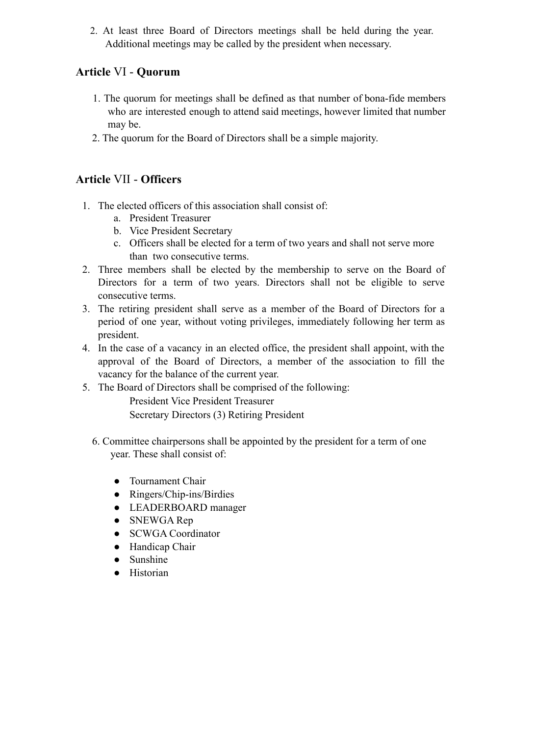2. At least three Board of Directors meetings shall be held during the year. Additional meetings may be called by the president when necessary.

## Article VI - Quorum

1. The quorum for meetings shall be defined as that number of bona-fide members who are interested enough to attend said meetings, however limited that number may be.
2. The quorum for the Board of Directors shall be a simple majority.

## Article VII - Officers

1. The elected officers of this association shall consist of:
   a. President Treasurer
   b. Vice President Secretary
   c. Officers shall be elected for a term of two years and shall not serve more than two consecutive terms.
2. Three members shall be elected by the membership to serve on the Board of Directors for a term of two years. Directors shall not be eligible to serve consecutive terms.
3. The retiring president shall serve as a member of the Board of Directors for a period of one year, without voting privileges, immediately following her term as president.
4. In the case of a vacancy in an elected office, the president shall appoint, with the approval of the Board of Directors, a member of the association to fill the vacancy for the balance of the current year.
5. The Board of Directors shall be comprised of the following:
   President Vice President Treasurer
   Secretary Directors (3) Retiring President
6. Committee chairpersons shall be appointed by the president for a term of one year. These shall consist of:
   - Tournament Chair
   - Ringers/Chip-ins/Birdies
   - LEADERBOARD manager
   - SNEWGA Rep
   - SCWGA Coordinator
   - Handicap Chair
   - Sunshine
   - Historian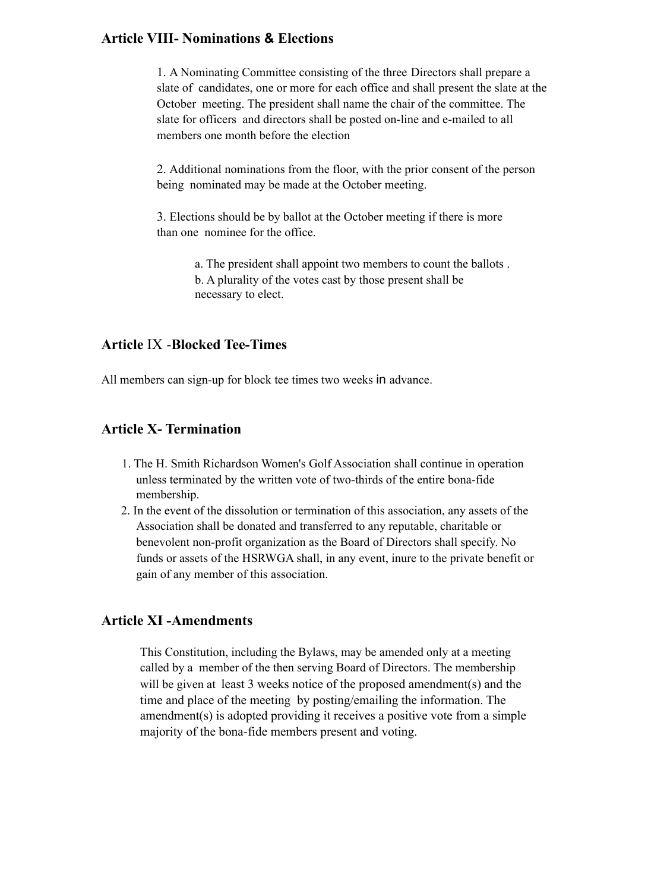## Article VIII- Nominations & Elections

1. A Nominating Committee consisting of the three Directors shall prepare a slate of candidates, one or more for each office and shall present the slate at the October meeting. The president shall name the chair of the committee. The slate for officers and directors shall be posted on-line and e-mailed to all members one month before the election

2. Additional nominations from the floor, with the prior consent of the person being nominated may be made at the October meeting.

3. Elections should be by ballot at the October meeting if there is more than one nominee for the office.

    a. The president shall appoint two members to count the ballots .
    b. A plurality of the votes cast by those present shall be necessary to elect.

## Article IX -Blocked Tee-Times

All members can sign-up for block tee times two weeks in advance.

## Article X- Termination

1. The H. Smith Richardson Women's Golf Association shall continue in operation unless terminated by the written vote of two-thirds of the entire bona-fide membership.
2. In the event of the dissolution or termination of this association, any assets of the Association shall be donated and transferred to any reputable, charitable or benevolent non-profit organization as the Board of Directors shall specify. No funds or assets of the HSRWGA shall, in any event, inure to the private benefit or gain of any member of this association.

## Article XI -Amendments

This Constitution, including the Bylaws, may be amended only at a meeting called by a member of the then serving Board of Directors. The membership will be given at least 3 weeks notice of the proposed amendment(s) and the time and place of the meeting by posting/emailing the information. The amendment(s) is adopted providing it receives a positive vote from a simple majority of the bona-fide members present and voting.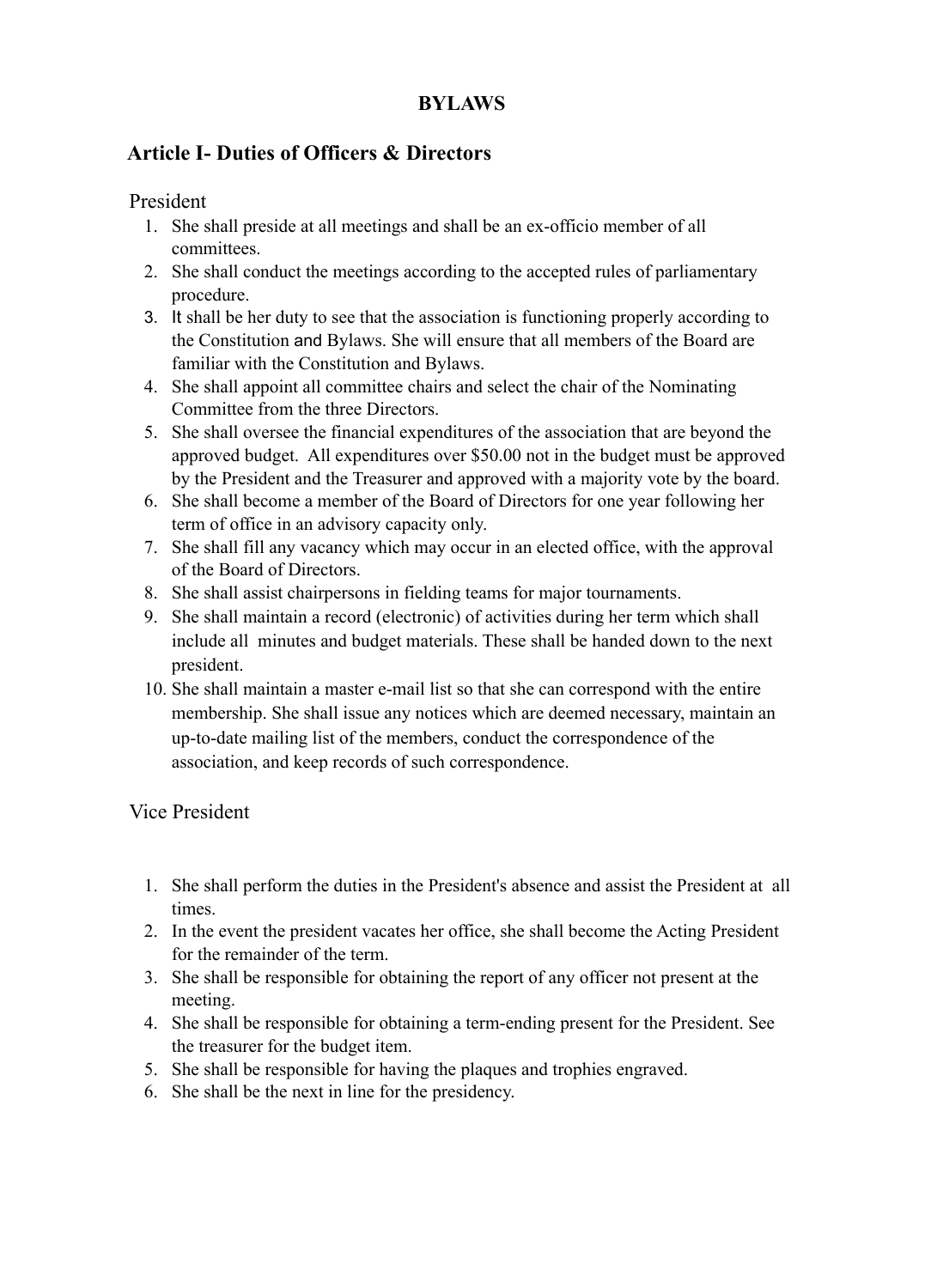# BYLAWS

## Article I- Duties of Officers & Directors

### President

1. She shall preside at all meetings and shall be an ex-officio member of all committees.
2. She shall conduct the meetings according to the accepted rules of parliamentary procedure.
3. It shall be her duty to see that the association is functioning properly according to the Constitution and Bylaws. She will ensure that all members of the Board are familiar with the Constitution and Bylaws.
4. She shall appoint all committee chairs and select the chair of the Nominating Committee from the three Directors.
5. She shall oversee the financial expenditures of the association that are beyond the approved budget. All expenditures over $50.00 not in the budget must be approved by the President and the Treasurer and approved with a majority vote by the board.
6. She shall become a member of the Board of Directors for one year following her term of office in an advisory capacity only.
7. She shall fill any vacancy which may occur in an elected office, with the approval of the Board of Directors.
8. She shall assist chairpersons in fielding teams for major tournaments.
9. She shall maintain a record (electronic) of activities during her term which shall include all minutes and budget materials. These shall be handed down to the next president.
10. She shall maintain a master e-mail list so that she can correspond with the entire membership. She shall issue any notices which are deemed necessary, maintain an up-to-date mailing list of the members, conduct the correspondence of the association, and keep records of such correspondence.

### Vice President

1. She shall perform the duties in the President's absence and assist the President at all times.
2. In the event the president vacates her office, she shall become the Acting President for the remainder of the term.
3. She shall be responsible for obtaining the report of any officer not present at the meeting.
4. She shall be responsible for obtaining a term-ending present for the President. See the treasurer for the budget item.
5. She shall be responsible for having the plaques and trophies engraved.
6. She shall be the next in line for the presidency.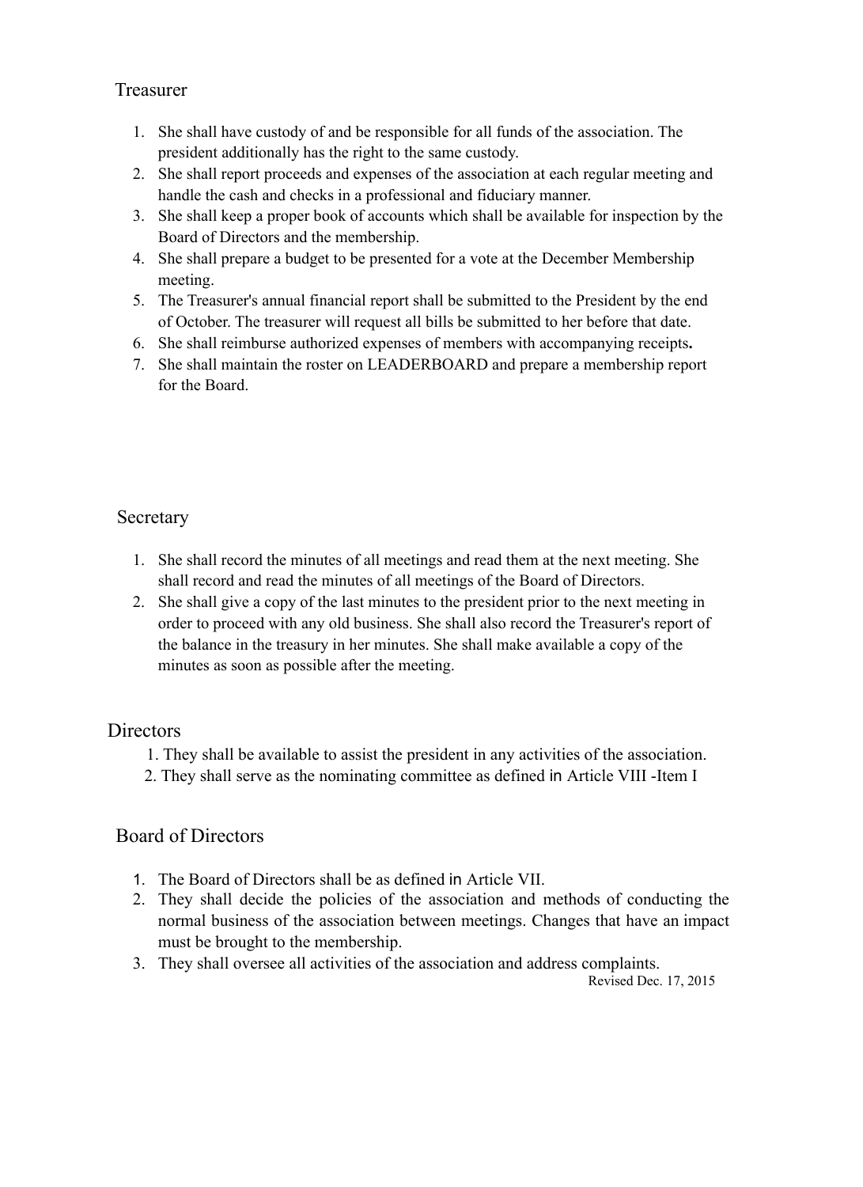## Treasurer

1. She shall have custody of and be responsible for all funds of the association. The president additionally has the right to the same custody.
2. She shall report proceeds and expenses of the association at each regular meeting and handle the cash and checks in a professional and fiduciary manner.
3. She shall keep a proper book of accounts which shall be available for inspection by the Board of Directors and the membership.
4. She shall prepare a budget to be presented for a vote at the December Membership meeting.
5. The Treasurer's annual financial report shall be submitted to the President by the end of October. The treasurer will request all bills be submitted to her before that date.
6. She shall reimburse authorized expenses of members with accompanying receipts.
7. She shall maintain the roster on LEADERBOARD and prepare a membership report for the Board.

## Secretary

1. She shall record the minutes of all meetings and read them at the next meeting. She shall record and read the minutes of all meetings of the Board of Directors.
2. She shall give a copy of the last minutes to the president prior to the next meeting in order to proceed with any old business. She shall also record the Treasurer's report of the balance in the treasury in her minutes. She shall make available a copy of the minutes as soon as possible after the meeting.

## Directors

1. They shall be available to assist the president in any activities of the association.
2. They shall serve as the nominating committee as defined in Article VIII -Item I

## Board of Directors

1. The Board of Directors shall be as defined in Article VII.
2. They shall decide the policies of the association and methods of conducting the normal business of the association between meetings. Changes that have an impact must be brought to the membership.
3. They shall oversee all activities of the association and address complaints.

Revised Dec. 17, 2015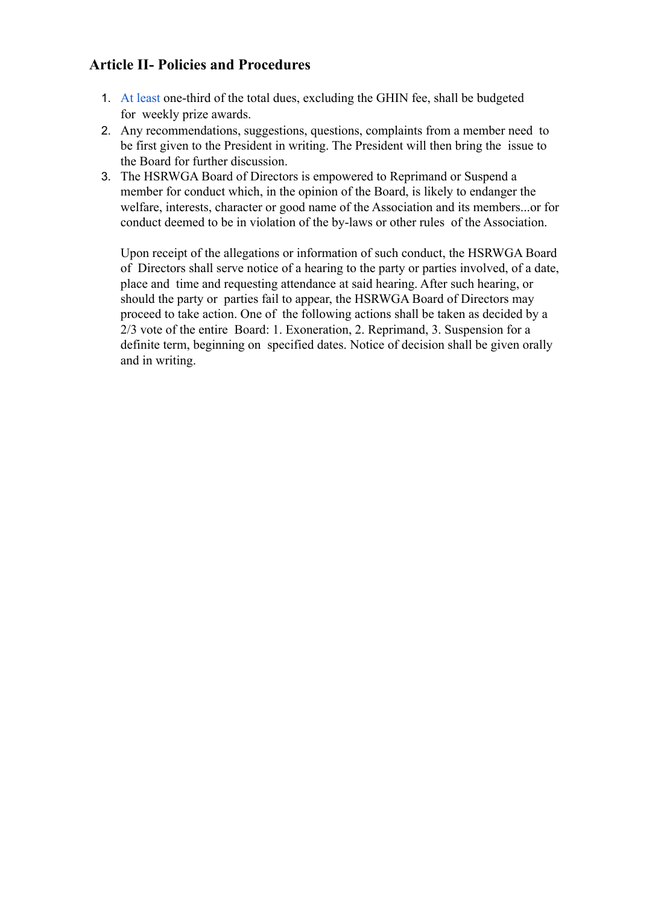## Article II- Policies and Procedures

1. At least one-third of the total dues, excluding the GHIN fee, shall be budgeted for weekly prize awards.
2. Any recommendations, suggestions, questions, complaints from a member need to be first given to the President in writing. The President will then bring the issue to the Board for further discussion.
3. The HSRWGA Board of Directors is empowered to Reprimand or Suspend a member for conduct which, in the opinion of the Board, is likely to endanger the welfare, interests, character or good name of the Association and its members...or for conduct deemed to be in violation of the by-laws or other rules of the Association.

   Upon receipt of the allegations or information of such conduct, the HSRWGA Board of Directors shall serve notice of a hearing to the party or parties involved, of a date, place and time and requesting attendance at said hearing. After such hearing, or should the party or parties fail to appear, the HSRWGA Board of Directors may proceed to take action. One of the following actions shall be taken as decided by a 2/3 vote of the entire Board: 1. Exoneration, 2. Reprimand, 3. Suspension for a definite term, beginning on specified dates. Notice of decision shall be given orally and in writing.